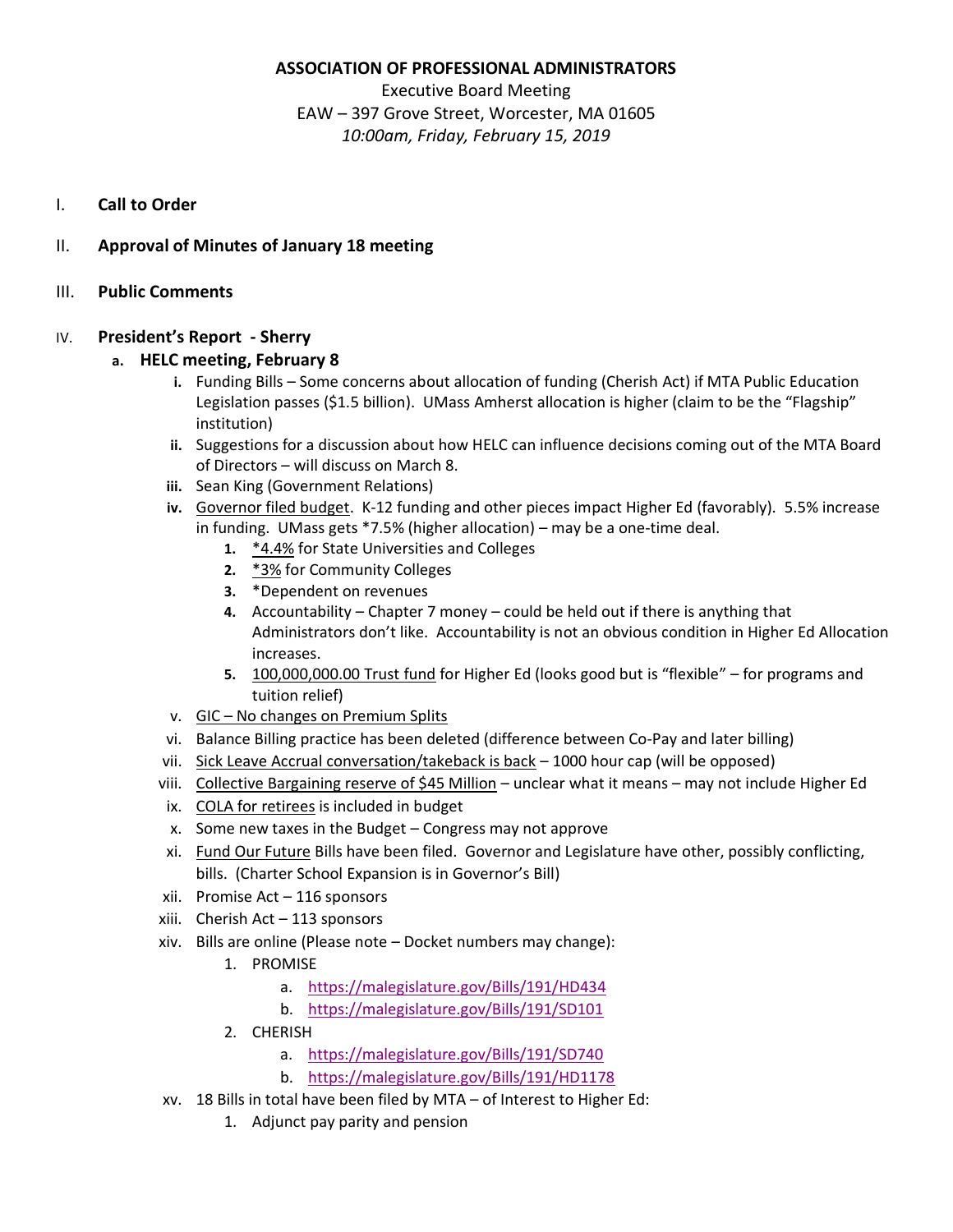**ASSOCIATION OF PROFESSIONAL ADMINISTRATORS**

Executive Board Meeting

EAW – 397 Grove Street, Worcester, MA 01605

*10:00am, Friday, February 15, 2019*

I. **Call to Order**

II. **Approval of Minutes of January 18 meeting**

III. **Public Comments**

IV. **President's Report - Sherry**

  a. **HELC meeting, February 8**

    i. Funding Bills – Some concerns about allocation of funding (Cherish Act) if MTA Public Education Legislation passes ($1.5 billion). UMass Amherst allocation is higher (claim to be the "Flagship" institution)

    ii. Suggestions for a discussion about how HELC can influence decisions coming out of the MTA Board of Directors – will discuss on March 8.

    iii. Sean King (Government Relations)

    iv. Governor filed budget. K-12 funding and other pieces impact Higher Ed (favorably). 5.5% increase in funding. UMass gets *7.5% (higher allocation) – may be a one-time deal.

      1. *4.4% for State Universities and Colleges
      2. *3% for Community Colleges
      3. *Dependent on revenues
      4. Accountability – Chapter 7 money – could be held out if there is anything that Administrators don't like. Accountability is not an obvious condition in Higher Ed Allocation increases.
      5. 100,000,000.00 Trust fund for Higher Ed (looks good but is "flexible" – for programs and tuition relief)

    v. GIC – No changes on Premium Splits

    vi. Balance Billing practice has been deleted (difference between Co-Pay and later billing)

    vii. Sick Leave Accrual conversation/takeback is back – 1000 hour cap (will be opposed)

    viii. Collective Bargaining reserve of $45 Million – unclear what it means – may not include Higher Ed

    ix. COLA for retirees is included in budget

    x. Some new taxes in the Budget – Congress may not approve

    xi. Fund Our Future Bills have been filed. Governor and Legislature have other, possibly conflicting, bills. (Charter School Expansion is in Governor's Bill)

    xii. Promise Act – 116 sponsors

    xiii. Cherish Act – 113 sponsors

    xiv. Bills are online (Please note – Docket numbers may change):

      1. PROMISE
        a. https://malegislature.gov/Bills/191/HD434
        b. https://malegislature.gov/Bills/191/SD101
      2. CHERISH
        a. https://malegislature.gov/Bills/191/SD740
        b. https://malegislature.gov/Bills/191/HD1178

    xv. 18 Bills in total have been filed by MTA – of Interest to Higher Ed:

      1. Adjunct pay parity and pension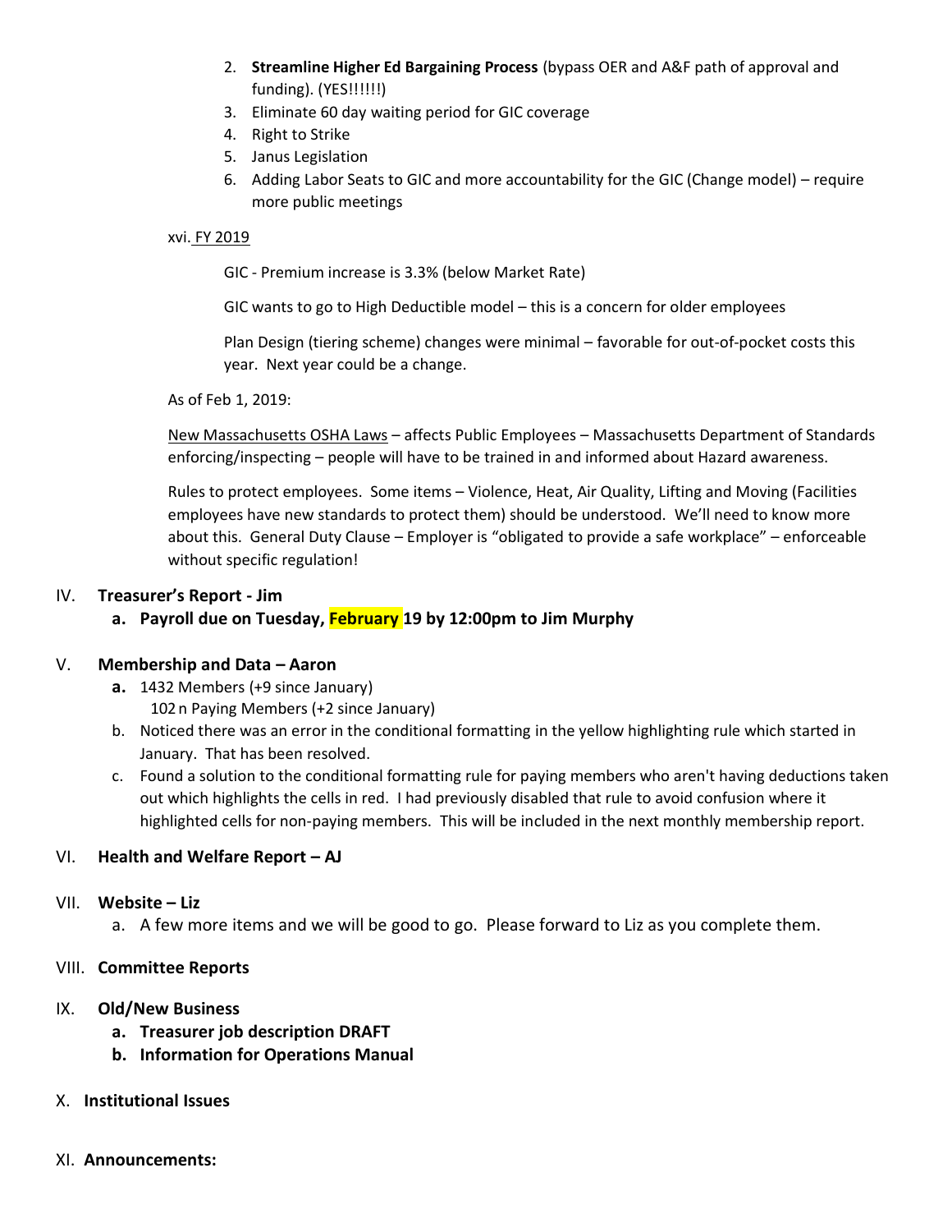2. **Streamline Higher Ed Bargaining Process** (bypass OER and A&F path of approval and funding). (YES!!!!!!)
3. Eliminate 60 day waiting period for GIC coverage
4. Right to Strike
5. Janus Legislation
6. Adding Labor Seats to GIC and more accountability for the GIC (Change model) – require more public meetings

xvi. FY 2019

GIC - Premium increase is 3.3% (below Market Rate)

GIC wants to go to High Deductible model – this is a concern for older employees

Plan Design (tiering scheme) changes were minimal – favorable for out-of-pocket costs this year. Next year could be a change.

As of Feb 1, 2019:

New Massachusetts OSHA Laws – affects Public Employees – Massachusetts Department of Standards enforcing/inspecting – people will have to be trained in and informed about Hazard awareness.

Rules to protect employees. Some items – Violence, Heat, Air Quality, Lifting and Moving (Facilities employees have new standards to protect them) should be understood. We'll need to know more about this. General Duty Clause – Employer is "obligated to provide a safe workplace" – enforceable without specific regulation!

## IV. Treasurer's Report - Jim

**a. Payroll due on Tuesday, February 19 by 12:00pm to Jim Murphy**

## V. Membership and Data – Aaron

a. 1432 Members (+9 since January)
   102 n Paying Members (+2 since January)

b. Noticed there was an error in the conditional formatting in the yellow highlighting rule which started in January. That has been resolved.

c. Found a solution to the conditional formatting rule for paying members who aren't having deductions taken out which highlights the cells in red. I had previously disabled that rule to avoid confusion where it highlighted cells for non-paying members. This will be included in the next monthly membership report.

## VI. Health and Welfare Report – AJ

## VII. Website – Liz

a. A few more items and we will be good to go. Please forward to Liz as you complete them.

## VIII. Committee Reports

## IX. Old/New Business

**a. Treasurer job description DRAFT**

**b. Information for Operations Manual**

## X. Institutional Issues

## XI. Announcements: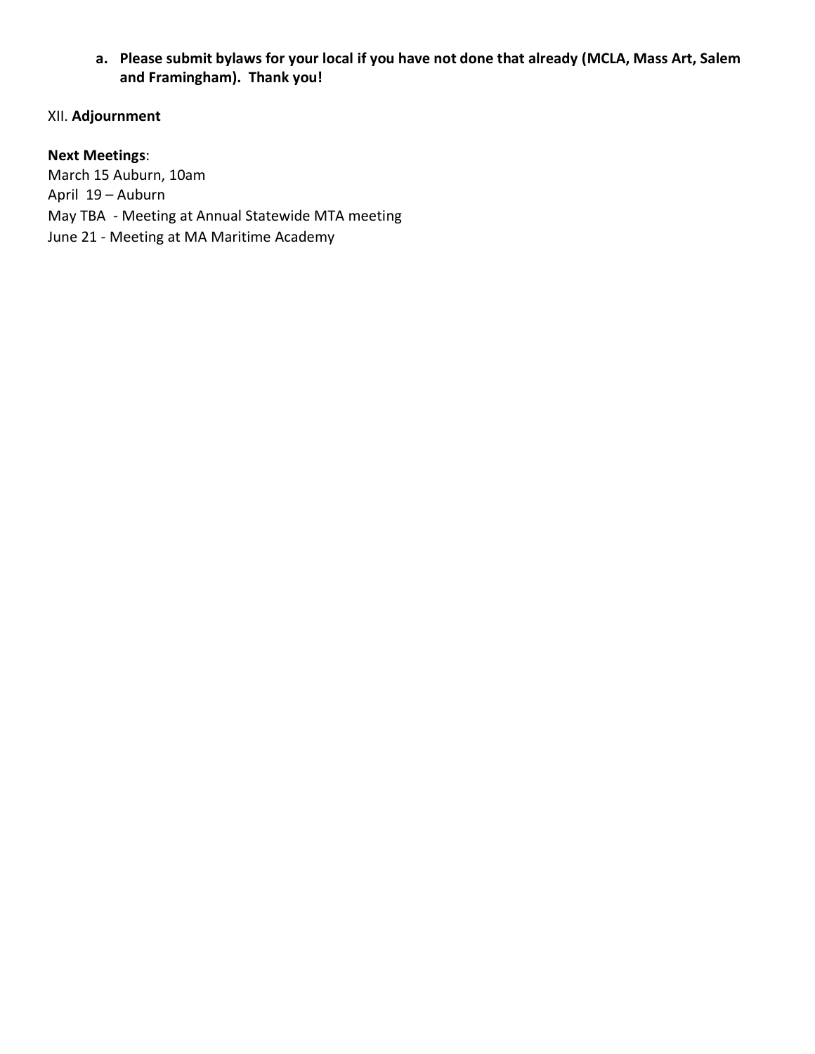a. **Please submit bylaws for your local if you have not done that already (MCLA, Mass Art, Salem and Framingham). Thank you!**

XII. **Adjournment**

**Next Meetings**:
March 15 Auburn, 10am
April 19 – Auburn
May TBA - Meeting at Annual Statewide MTA meeting
June 21 - Meeting at MA Maritime Academy